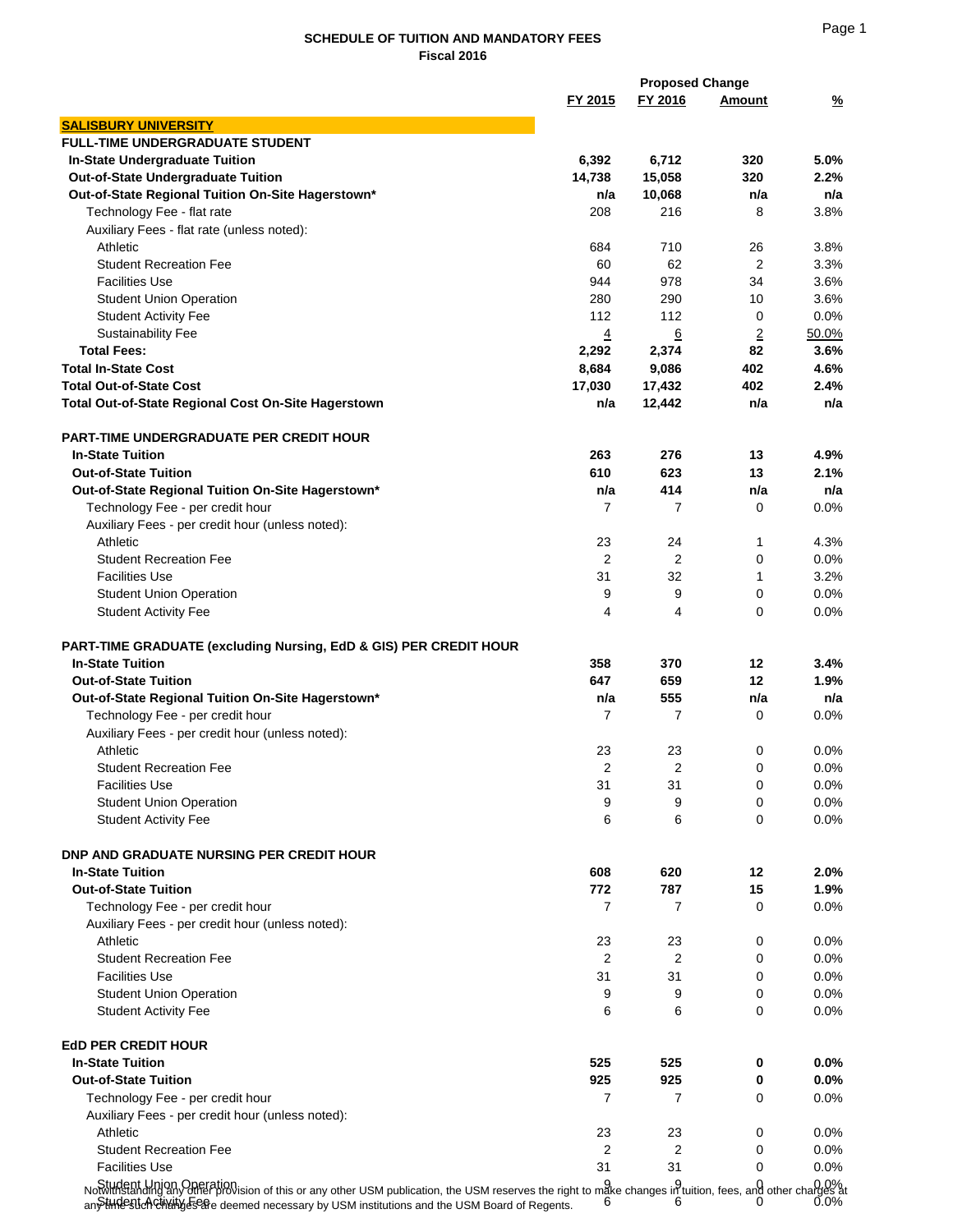## SCHEDULE OF TUITION AND MANDATORY FEES
### Fiscal 2016

| | FY 2015 | FY 2016 | Proposed Change Amount | % |
|---|---|---|---|---|
| **SALISBURY UNIVERSITY** | | | | |
| **FULL-TIME UNDERGRADUATE STUDENT** | | | | |
| **In-State Undergraduate Tuition** | **6,392** | **6,712** | **320** | **5.0%** |
| **Out-of-State Undergraduate Tuition** | **14,738** | **15,058** | **320** | **2.2%** |
| **Out-of-State Regional Tuition On-Site Hagerstown*** | **n/a** | **10,068** | **n/a** | **n/a** |
| Technology Fee - flat rate | 208 | 216 | 8 | 3.8% |
| Auxiliary Fees - flat rate (unless noted): | | | | |
| Athletic | 684 | 710 | 26 | 3.8% |
| Student Recreation Fee | 60 | 62 | 2 | 3.3% |
| Facilities Use | 944 | 978 | 34 | 3.6% |
| Student Union Operation | 280 | 290 | 10 | 3.6% |
| Student Activity Fee | 112 | 112 | 0 | 0.0% |
| Sustainability Fee | 4 | 6 | 2 | 50.0% |
| **Total Fees:** | **2,292** | **2,374** | **82** | **3.6%** |
| **Total In-State Cost** | **8,684** | **9,086** | **402** | **4.6%** |
| **Total Out-of-State Cost** | **17,030** | **17,432** | **402** | **2.4%** |
| **Total Out-of-State Regional Cost On-Site Hagerstown** | **n/a** | **12,442** | **n/a** | **n/a** |
| | | | | |
| **PART-TIME UNDERGRADUATE PER CREDIT HOUR** | | | | |
| **In-State Tuition** | **263** | **276** | **13** | **4.9%** |
| **Out-of-State Tuition** | **610** | **623** | **13** | **2.1%** |
| **Out-of-State Regional Tuition On-Site Hagerstown*** | **n/a** | **414** | **n/a** | **n/a** |
| Technology Fee - per credit hour | 7 | 7 | 0 | 0.0% |
| Auxiliary Fees - per credit hour (unless noted): | | | | |
| Athletic | 23 | 24 | 1 | 4.3% |
| Student Recreation Fee | 2 | 2 | 0 | 0.0% |
| Facilities Use | 31 | 32 | 1 | 3.2% |
| Student Union Operation | 9 | 9 | 0 | 0.0% |
| Student Activity Fee | 4 | 4 | 0 | 0.0% |
| | | | | |
| **PART-TIME GRADUATE (excluding Nursing, EdD & GIS) PER CREDIT HOUR** | | | | |
| **In-State Tuition** | **358** | **370** | **12** | **3.4%** |
| **Out-of-State Tuition** | **647** | **659** | **12** | **1.9%** |
| **Out-of-State Regional Tuition On-Site Hagerstown*** | **n/a** | **555** | **n/a** | **n/a** |
| Technology Fee - per credit hour | 7 | 7 | 0 | 0.0% |
| Auxiliary Fees - per credit hour (unless noted): | | | | |
| Athletic | 23 | 23 | 0 | 0.0% |
| Student Recreation Fee | 2 | 2 | 0 | 0.0% |
| Facilities Use | 31 | 31 | 0 | 0.0% |
| Student Union Operation | 9 | 9 | 0 | 0.0% |
| Student Activity Fee | 6 | 6 | 0 | 0.0% |
| | | | | |
| **DNP AND GRADUATE NURSING PER CREDIT HOUR** | | | | |
| **In-State Tuition** | **608** | **620** | **12** | **2.0%** |
| **Out-of-State Tuition** | **772** | **787** | **15** | **1.9%** |
| Technology Fee - per credit hour | 7 | 7 | 0 | 0.0% |
| Auxiliary Fees - per credit hour (unless noted): | | | | |
| Athletic | 23 | 23 | 0 | 0.0% |
| Student Recreation Fee | 2 | 2 | 0 | 0.0% |
| Facilities Use | 31 | 31 | 0 | 0.0% |
| Student Union Operation | 9 | 9 | 0 | 0.0% |
| Student Activity Fee | 6 | 6 | 0 | 0.0% |
| | | | | |
| **EdD PER CREDIT HOUR** | | | | |
| **In-State Tuition** | **525** | **525** | **0** | **0.0%** |
| **Out-of-State Tuition** | **925** | **925** | **0** | **0.0%** |
| Technology Fee - per credit hour | 7 | 7 | 0 | 0.0% |
| Auxiliary Fees - per credit hour (unless noted): | | | | |
| Athletic | 23 | 23 | 0 | 0.0% |
| Student Recreation Fee | 2 | 2 | 0 | 0.0% |
| Facilities Use | 31 | 31 | 0 | 0.0% |
| Student Union Operation | 9 | 9 | 0 | 0.0% |
| Student Activity Fee | 6 | 6 | 0 | 0.0% |

Notwithstanding any other provision of this or any other USM publication, the USM reserves the right to make changes in tuition, fees, and other charges at any time such changes are deemed necessary by USM institutions and the USM Board of Regents.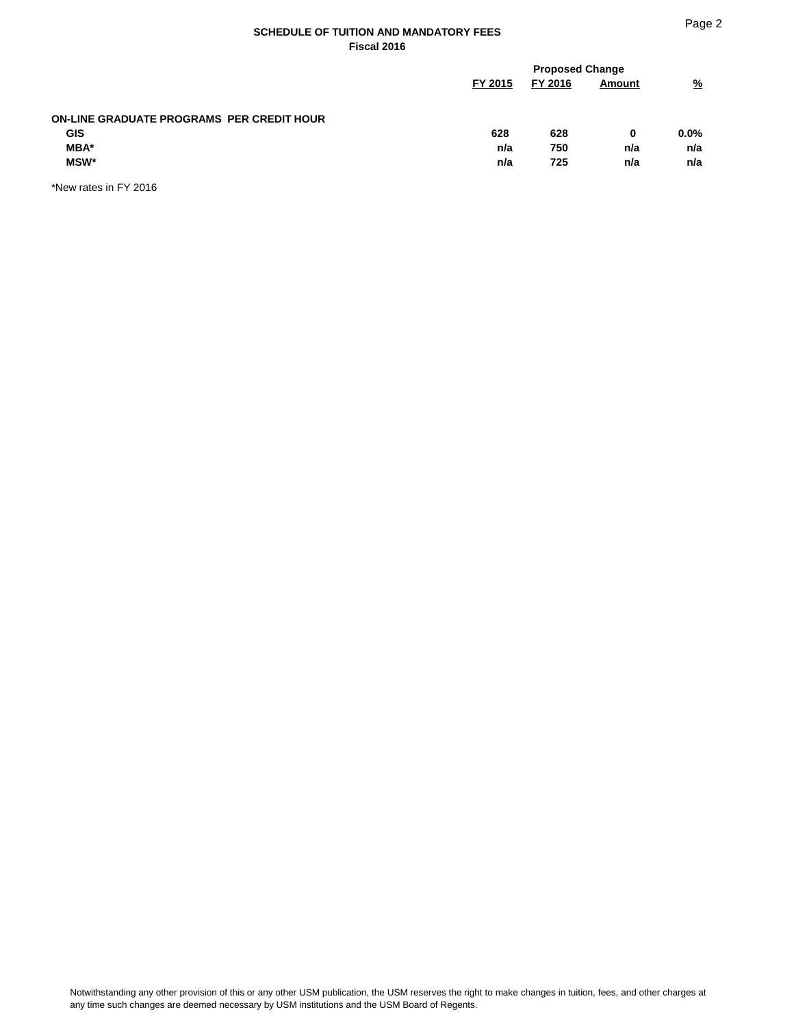**SCHEDULE OF TUITION AND MANDATORY FEES**
**Fiscal 2016**

| | FY 2015 | FY 2016 | Proposed Change Amount | % |
|---|---|---|---|---|
| **ON-LINE GRADUATE PROGRAMS PER CREDIT HOUR** | | | | |
| GIS | 628 | 628 | 0 | 0.0% |
| MBA* | n/a | 750 | n/a | n/a |
| MSW* | n/a | 725 | n/a | n/a |

*New rates in FY 2016

Notwithstanding any other provision of this or any other USM publication, the USM reserves the right to make changes in tuition, fees, and other charges at any time such changes are deemed necessary by USM institutions and the USM Board of Regents.